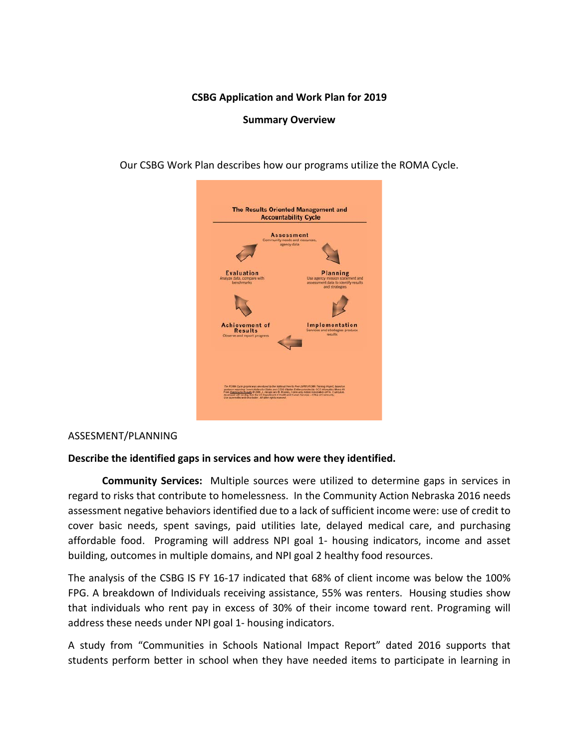**CSBG Application and Work Plan for 2019**

**Summary Overview**

Our CSBG Work Plan describes how our programs utilize the ROMA Cycle.

**The Results Oriented Management and Accountability Cycle**

- **Assessment** – Community needs and resources, agency data
- **Planning** – Use agency mission statement and assessment data to identify results and strategies
- **Implementation** – Services and strategies produce results
- **Achievement of Results** – Observe and report progress
- **Evaluation** – Analyze data, compare with benchmarks

ASSESMENT/PLANNING

**Describe the identified gaps in services and how were they identified.**

**Community Services:** Multiple sources were utilized to determine gaps in services in regard to risks that contribute to homelessness. In the Community Action Nebraska 2016 needs assessment negative behaviors identified due to a lack of sufficient income were: use of credit to cover basic needs, spent savings, paid utilities late, delayed medical care, and purchasing affordable food. Programing will address NPI goal 1- housing indicators, income and asset building, outcomes in multiple domains, and NPI goal 2 healthy food resources.

The analysis of the CSBG IS FY 16-17 indicated that 68% of client income was below the 100% FPG. A breakdown of Individuals receiving assistance, 55% was renters. Housing studies show that individuals who rent pay in excess of 30% of their income toward rent. Programing will address these needs under NPI goal 1- housing indicators.

A study from "Communities in Schools National Impact Report" dated 2016 supports that students perform better in school when they have needed items to participate in learning in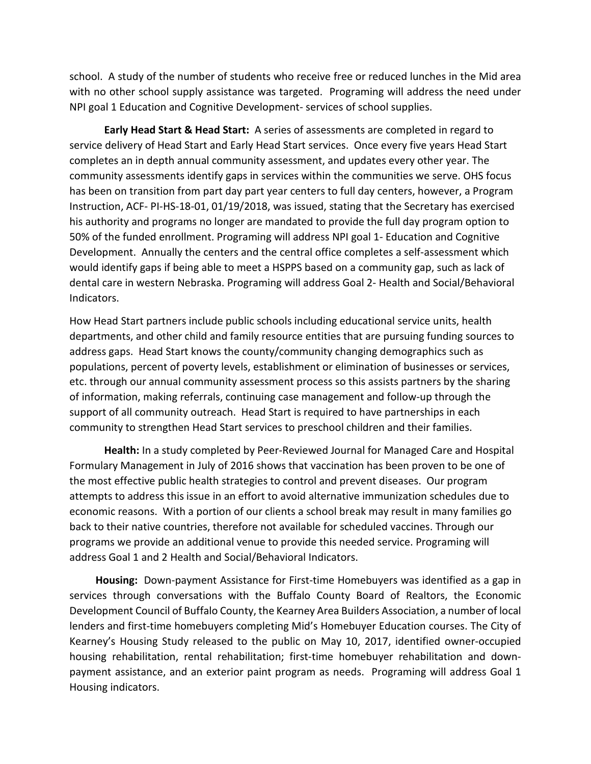school. A study of the number of students who receive free or reduced lunches in the Mid area with no other school supply assistance was targeted. Programing will address the need under NPI goal 1 Education and Cognitive Development- services of school supplies.

**Early Head Start & Head Start:** A series of assessments are completed in regard to service delivery of Head Start and Early Head Start services. Once every five years Head Start completes an in depth annual community assessment, and updates every other year. The community assessments identify gaps in services within the communities we serve. OHS focus has been on transition from part day part year centers to full day centers, however, a Program Instruction, ACF- PI-HS-18-01, 01/19/2018, was issued, stating that the Secretary has exercised his authority and programs no longer are mandated to provide the full day program option to 50% of the funded enrollment. Programing will address NPI goal 1- Education and Cognitive Development. Annually the centers and the central office completes a self-assessment which would identify gaps if being able to meet a HSPPS based on a community gap, such as lack of dental care in western Nebraska. Programing will address Goal 2- Health and Social/Behavioral Indicators.

How Head Start partners include public schools including educational service units, health departments, and other child and family resource entities that are pursuing funding sources to address gaps. Head Start knows the county/community changing demographics such as populations, percent of poverty levels, establishment or elimination of businesses or services, etc. through our annual community assessment process so this assists partners by the sharing of information, making referrals, continuing case management and follow-up through the support of all community outreach. Head Start is required to have partnerships in each community to strengthen Head Start services to preschool children and their families.

**Health:** In a study completed by Peer-Reviewed Journal for Managed Care and Hospital Formulary Management in July of 2016 shows that vaccination has been proven to be one of the most effective public health strategies to control and prevent diseases. Our program attempts to address this issue in an effort to avoid alternative immunization schedules due to economic reasons. With a portion of our clients a school break may result in many families go back to their native countries, therefore not available for scheduled vaccines. Through our programs we provide an additional venue to provide this needed service. Programing will address Goal 1 and 2 Health and Social/Behavioral Indicators.

**Housing:** Down-payment Assistance for First-time Homebuyers was identified as a gap in services through conversations with the Buffalo County Board of Realtors, the Economic Development Council of Buffalo County, the Kearney Area Builders Association, a number of local lenders and first-time homebuyers completing Mid's Homebuyer Education courses. The City of Kearney's Housing Study released to the public on May 10, 2017, identified owner-occupied housing rehabilitation, rental rehabilitation; first-time homebuyer rehabilitation and down-payment assistance, and an exterior paint program as needs. Programing will address Goal 1 Housing indicators.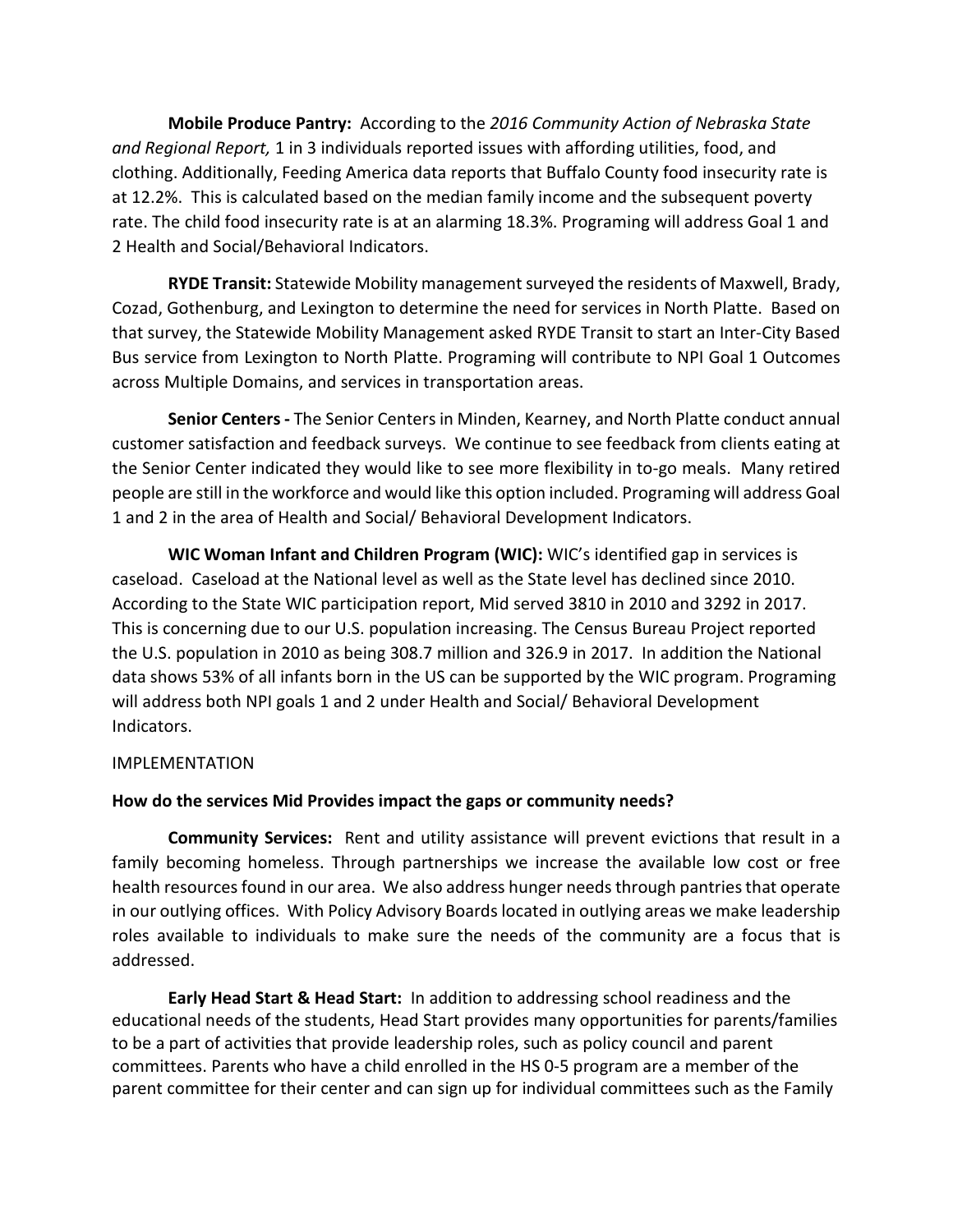**Mobile Produce Pantry:** According to the *2016 Community Action of Nebraska State and Regional Report,* 1 in 3 individuals reported issues with affording utilities, food, and clothing. Additionally, Feeding America data reports that Buffalo County food insecurity rate is at 12.2%. This is calculated based on the median family income and the subsequent poverty rate. The child food insecurity rate is at an alarming 18.3%. Programing will address Goal 1 and 2 Health and Social/Behavioral Indicators.

**RYDE Transit:** Statewide Mobility management surveyed the residents of Maxwell, Brady, Cozad, Gothenburg, and Lexington to determine the need for services in North Platte. Based on that survey, the Statewide Mobility Management asked RYDE Transit to start an Inter-City Based Bus service from Lexington to North Platte. Programing will contribute to NPI Goal 1 Outcomes across Multiple Domains, and services in transportation areas.

**Senior Centers -** The Senior Centers in Minden, Kearney, and North Platte conduct annual customer satisfaction and feedback surveys. We continue to see feedback from clients eating at the Senior Center indicated they would like to see more flexibility in to-go meals. Many retired people are still in the workforce and would like this option included. Programing will address Goal 1 and 2 in the area of Health and Social/ Behavioral Development Indicators.

**WIC Woman Infant and Children Program (WIC):** WIC's identified gap in services is caseload. Caseload at the National level as well as the State level has declined since 2010. According to the State WIC participation report, Mid served 3810 in 2010 and 3292 in 2017. This is concerning due to our U.S. population increasing. The Census Bureau Project reported the U.S. population in 2010 as being 308.7 million and 326.9 in 2017. In addition the National data shows 53% of all infants born in the US can be supported by the WIC program. Programing will address both NPI goals 1 and 2 under Health and Social/ Behavioral Development Indicators.

IMPLEMENTATION

**How do the services Mid Provides impact the gaps or community needs?**

**Community Services:** Rent and utility assistance will prevent evictions that result in a family becoming homeless. Through partnerships we increase the available low cost or free health resources found in our area. We also address hunger needs through pantries that operate in our outlying offices. With Policy Advisory Boards located in outlying areas we make leadership roles available to individuals to make sure the needs of the community are a focus that is addressed.

**Early Head Start & Head Start:** In addition to addressing school readiness and the educational needs of the students, Head Start provides many opportunities for parents/families to be a part of activities that provide leadership roles, such as policy council and parent committees. Parents who have a child enrolled in the HS 0-5 program are a member of the parent committee for their center and can sign up for individual committees such as the Family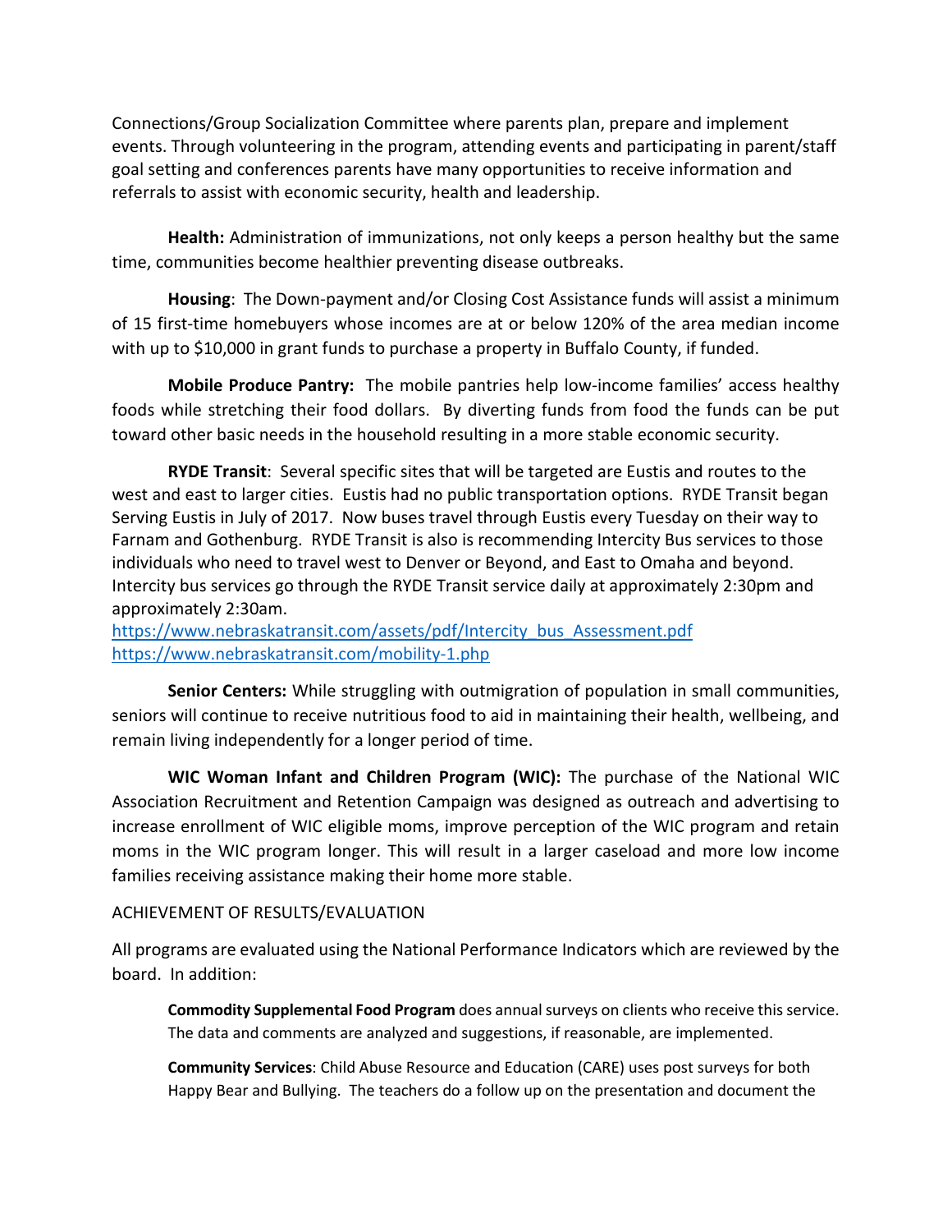Connections/Group Socialization Committee where parents plan, prepare and implement events. Through volunteering in the program, attending events and participating in parent/staff goal setting and conferences parents have many opportunities to receive information and referrals to assist with economic security, health and leadership.

**Health:** Administration of immunizations, not only keeps a person healthy but the same time, communities become healthier preventing disease outbreaks.

**Housing**: The Down-payment and/or Closing Cost Assistance funds will assist a minimum of 15 first-time homebuyers whose incomes are at or below 120% of the area median income with up to $10,000 in grant funds to purchase a property in Buffalo County, if funded.

**Mobile Produce Pantry:** The mobile pantries help low-income families' access healthy foods while stretching their food dollars. By diverting funds from food the funds can be put toward other basic needs in the household resulting in a more stable economic security.

**RYDE Transit**: Several specific sites that will be targeted are Eustis and routes to the west and east to larger cities. Eustis had no public transportation options. RYDE Transit began Serving Eustis in July of 2017. Now buses travel through Eustis every Tuesday on their way to Farnam and Gothenburg. RYDE Transit is also is recommending Intercity Bus services to those individuals who need to travel west to Denver or Beyond, and East to Omaha and beyond. Intercity bus services go through the RYDE Transit service daily at approximately 2:30pm and approximately 2:30am.
https://www.nebraskatransit.com/assets/pdf/Intercity_bus_Assessment.pdf
https://www.nebraskatransit.com/mobility-1.php

**Senior Centers:** While struggling with outmigration of population in small communities, seniors will continue to receive nutritious food to aid in maintaining their health, wellbeing, and remain living independently for a longer period of time.

**WIC Woman Infant and Children Program (WIC):** The purchase of the National WIC Association Recruitment and Retention Campaign was designed as outreach and advertising to increase enrollment of WIC eligible moms, improve perception of the WIC program and retain moms in the WIC program longer. This will result in a larger caseload and more low income families receiving assistance making their home more stable.

ACHIEVEMENT OF RESULTS/EVALUATION

All programs are evaluated using the National Performance Indicators which are reviewed by the board. In addition:

> **Commodity Supplemental Food Program** does annual surveys on clients who receive this service. The data and comments are analyzed and suggestions, if reasonable, are implemented.
>
> **Community Services**: Child Abuse Resource and Education (CARE) uses post surveys for both Happy Bear and Bullying. The teachers do a follow up on the presentation and document the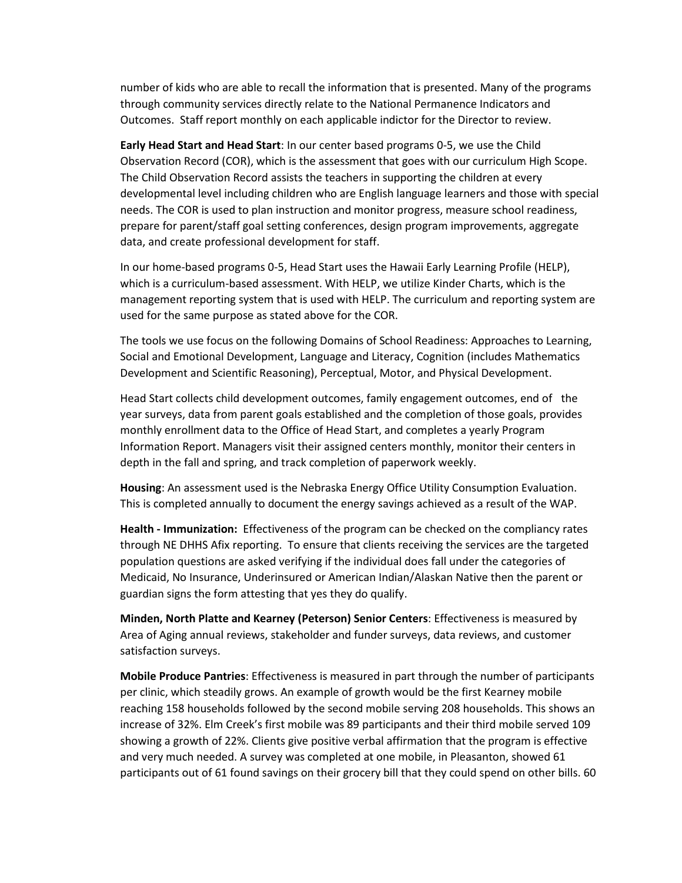number of kids who are able to recall the information that is presented. Many of the programs through community services directly relate to the National Permanence Indicators and Outcomes. Staff report monthly on each applicable indictor for the Director to review.

**Early Head Start and Head Start**: In our center based programs 0-5, we use the Child Observation Record (COR), which is the assessment that goes with our curriculum High Scope. The Child Observation Record assists the teachers in supporting the children at every developmental level including children who are English language learners and those with special needs. The COR is used to plan instruction and monitor progress, measure school readiness, prepare for parent/staff goal setting conferences, design program improvements, aggregate data, and create professional development for staff.

In our home-based programs 0-5, Head Start uses the Hawaii Early Learning Profile (HELP), which is a curriculum-based assessment. With HELP, we utilize Kinder Charts, which is the management reporting system that is used with HELP. The curriculum and reporting system are used for the same purpose as stated above for the COR.

The tools we use focus on the following Domains of School Readiness: Approaches to Learning, Social and Emotional Development, Language and Literacy, Cognition (includes Mathematics Development and Scientific Reasoning), Perceptual, Motor, and Physical Development.

Head Start collects child development outcomes, family engagement outcomes, end of the year surveys, data from parent goals established and the completion of those goals, provides monthly enrollment data to the Office of Head Start, and completes a yearly Program Information Report. Managers visit their assigned centers monthly, monitor their centers in depth in the fall and spring, and track completion of paperwork weekly.

**Housing**: An assessment used is the Nebraska Energy Office Utility Consumption Evaluation. This is completed annually to document the energy savings achieved as a result of the WAP.

**Health - Immunization:** Effectiveness of the program can be checked on the compliancy rates through NE DHHS Afix reporting. To ensure that clients receiving the services are the targeted population questions are asked verifying if the individual does fall under the categories of Medicaid, No Insurance, Underinsured or American Indian/Alaskan Native then the parent or guardian signs the form attesting that yes they do qualify.

**Minden, North Platte and Kearney (Peterson) Senior Centers**: Effectiveness is measured by Area of Aging annual reviews, stakeholder and funder surveys, data reviews, and customer satisfaction surveys.

**Mobile Produce Pantries**: Effectiveness is measured in part through the number of participants per clinic, which steadily grows. An example of growth would be the first Kearney mobile reaching 158 households followed by the second mobile serving 208 households. This shows an increase of 32%. Elm Creek's first mobile was 89 participants and their third mobile served 109 showing a growth of 22%. Clients give positive verbal affirmation that the program is effective and very much needed. A survey was completed at one mobile, in Pleasanton, showed 61 participants out of 61 found savings on their grocery bill that they could spend on other bills. 60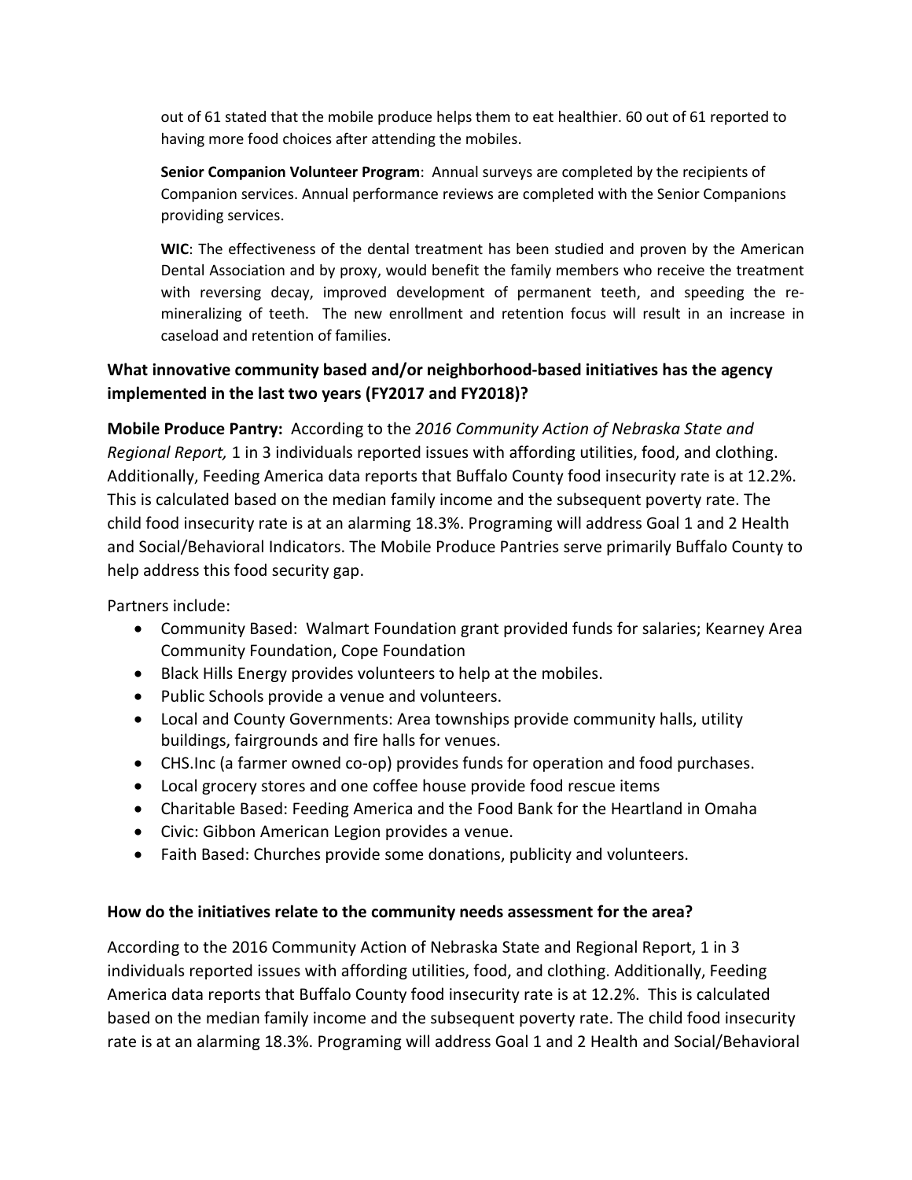out of 61 stated that the mobile produce helps them to eat healthier. 60 out of 61 reported to having more food choices after attending the mobiles.

**Senior Companion Volunteer Program**: Annual surveys are completed by the recipients of Companion services. Annual performance reviews are completed with the Senior Companions providing services.

**WIC**: The effectiveness of the dental treatment has been studied and proven by the American Dental Association and by proxy, would benefit the family members who receive the treatment with reversing decay, improved development of permanent teeth, and speeding the re-mineralizing of teeth. The new enrollment and retention focus will result in an increase in caseload and retention of families.

### What innovative community based and/or neighborhood-based initiatives has the agency implemented in the last two years (FY2017 and FY2018)?

**Mobile Produce Pantry:** According to the *2016 Community Action of Nebraska State and Regional Report,* 1 in 3 individuals reported issues with affording utilities, food, and clothing. Additionally, Feeding America data reports that Buffalo County food insecurity rate is at 12.2%. This is calculated based on the median family income and the subsequent poverty rate. The child food insecurity rate is at an alarming 18.3%. Programing will address Goal 1 and 2 Health and Social/Behavioral Indicators. The Mobile Produce Pantries serve primarily Buffalo County to help address this food security gap.

Partners include:

- Community Based: Walmart Foundation grant provided funds for salaries; Kearney Area Community Foundation, Cope Foundation
- Black Hills Energy provides volunteers to help at the mobiles.
- Public Schools provide a venue and volunteers.
- Local and County Governments: Area townships provide community halls, utility buildings, fairgrounds and fire halls for venues.
- CHS.Inc (a farmer owned co-op) provides funds for operation and food purchases.
- Local grocery stores and one coffee house provide food rescue items
- Charitable Based: Feeding America and the Food Bank for the Heartland in Omaha
- Civic: Gibbon American Legion provides a venue.
- Faith Based: Churches provide some donations, publicity and volunteers.

### How do the initiatives relate to the community needs assessment for the area?

According to the 2016 Community Action of Nebraska State and Regional Report, 1 in 3 individuals reported issues with affording utilities, food, and clothing. Additionally, Feeding America data reports that Buffalo County food insecurity rate is at 12.2%. This is calculated based on the median family income and the subsequent poverty rate. The child food insecurity rate is at an alarming 18.3%. Programing will address Goal 1 and 2 Health and Social/Behavioral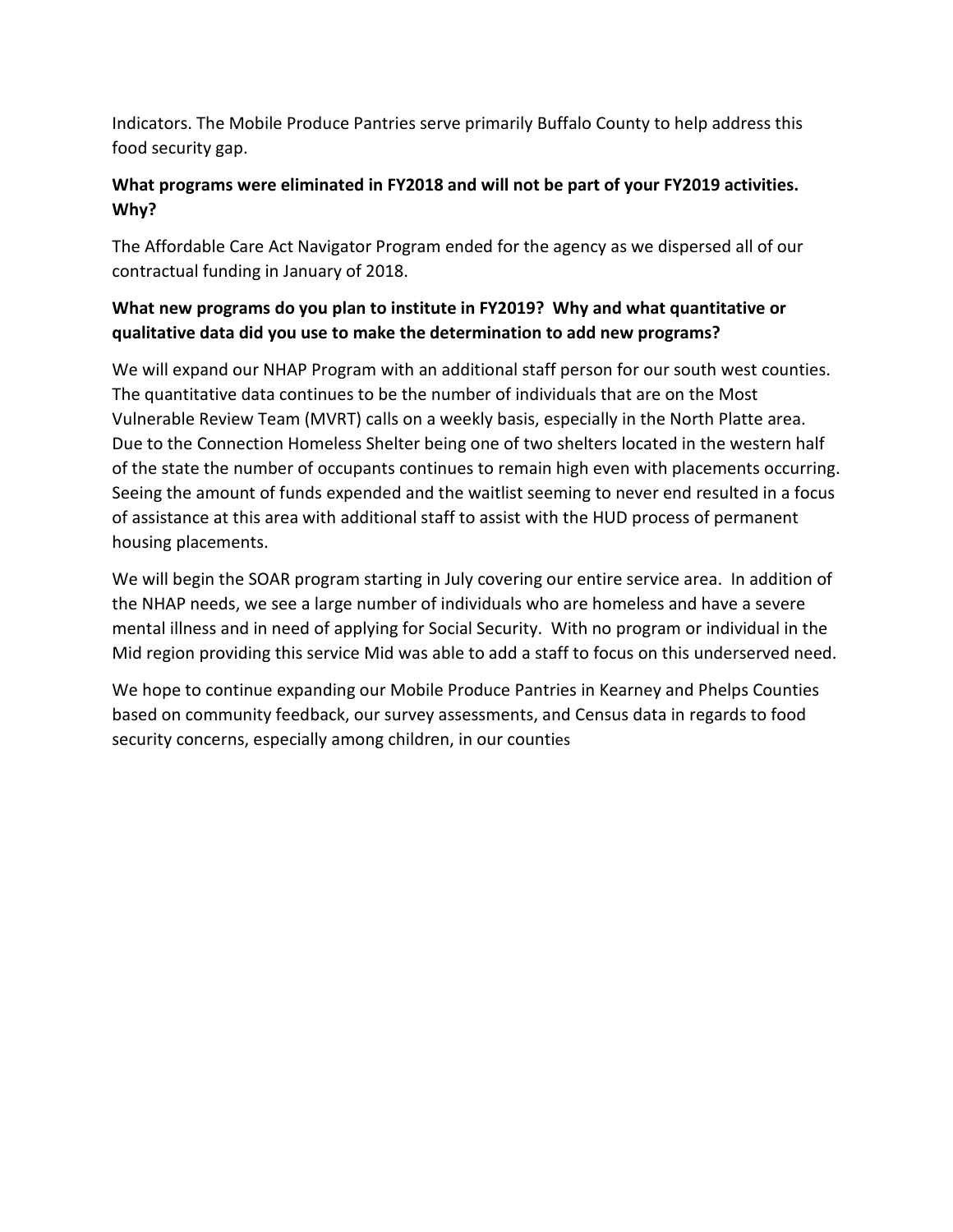Indicators. The Mobile Produce Pantries serve primarily Buffalo County to help address this food security gap.

**What programs were eliminated in FY2018 and will not be part of your FY2019 activities. Why?**

The Affordable Care Act Navigator Program ended for the agency as we dispersed all of our contractual funding in January of 2018.

**What new programs do you plan to institute in FY2019? Why and what quantitative or qualitative data did you use to make the determination to add new programs?**

We will expand our NHAP Program with an additional staff person for our south west counties. The quantitative data continues to be the number of individuals that are on the Most Vulnerable Review Team (MVRT) calls on a weekly basis, especially in the North Platte area. Due to the Connection Homeless Shelter being one of two shelters located in the western half of the state the number of occupants continues to remain high even with placements occurring. Seeing the amount of funds expended and the waitlist seeming to never end resulted in a focus of assistance at this area with additional staff to assist with the HUD process of permanent housing placements.

We will begin the SOAR program starting in July covering our entire service area. In addition of the NHAP needs, we see a large number of individuals who are homeless and have a severe mental illness and in need of applying for Social Security. With no program or individual in the Mid region providing this service Mid was able to add a staff to focus on this underserved need.

We hope to continue expanding our Mobile Produce Pantries in Kearney and Phelps Counties based on community feedback, our survey assessments, and Census data in regards to food security concerns, especially among children, in our counties